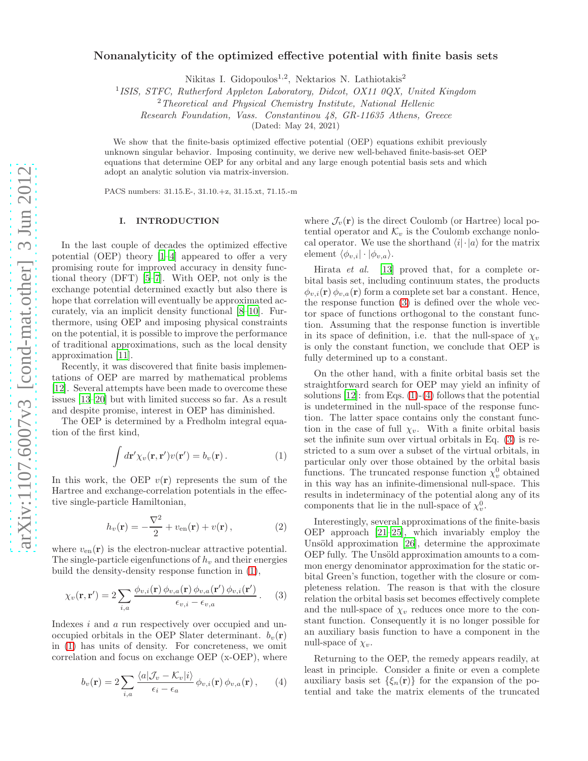# Nonanalyticity of the optimized effective potential with finite basis sets

Nikitas I. Gidopoulos[1,2], Nektarios N. Lathiotakis[2]

[1] *ISIS, STFC, Rutherford Appleton Laboratory, Didcot, OX11 0QX, United Kingdom*
[2] *Theoretical and Physical Chemistry Institute, National Hellenic Research Foundation, Vass. Constantinou 48, GR-11635 Athens, Greece*

(Dated: May 24, 2021)

We show that the finite-basis optimized effective potential (OEP) equations exhibit previously unknown singular behavior. Imposing continuity, we derive new well-behaved finite-basis-set OEP equations that determine OEP for any orbital and any large enough potential basis sets and which adopt an analytic solution via matrix-inversion.

PACS numbers: 31.15.E-, 31.10.+z, 31.15.xt, 71.15.-m

## I. INTRODUCTION

In the last couple of decades the optimized effective potential (OEP) theory [1–4] appeared to offer a very promising route for improved accuracy in density functional theory (DFT) [5–7]. With OEP, not only is the exchange potential determined exactly but also there is hope that correlation will eventually be approximated accurately, via an implicit density functional [8–10]. Furthermore, using OEP and imposing physical constraints on the potential, it is possible to improve the performance of traditional approximations, such as the local density approximation [11].

Recently, it was discovered that finite basis implementations of OEP are marred by mathematical problems [12]. Several attempts have been made to overcome these issues [13–20] but with limited success so far. As a result and despite promise, interest in OEP has diminished.

The OEP is determined by a Fredholm integral equation of the first kind,

$$\int d\mathbf{r}' \chi_v(\mathbf{r},\mathbf{r}') v(\mathbf{r}') = b_v(\mathbf{r}) \,. \tag{1}$$

In this work, the OEP $v(\mathbf{r})$ represents the sum of the Hartree and exchange-correlation potentials in the effective single-particle Hamiltonian,

$$h_v(\mathbf{r}) = -\frac{\nabla^2}{2} + v_{\rm en}(\mathbf{r}) + v(\mathbf{r}) \,, \tag{2}$$

where $v_{\rm en}(\mathbf{r})$ is the electron-nuclear attractive potential. The single-particle eigenfunctions of $h_v$ and their energies build the density-density response function in (1),

$$\chi_v(\mathbf{r},\mathbf{r}') = 2 \sum_{i,a} \frac{\phi_{v,i}(\mathbf{r})\, \phi_{v,a}(\mathbf{r})\, \phi_{v,a}(\mathbf{r}')\, \phi_{v,i}(\mathbf{r}')}{\epsilon_{v,i} - \epsilon_{v,a}} \,. \tag{3}$$

Indexes $i$ and $a$ run respectively over occupied and unoccupied orbitals in the OEP Slater determinant. $b_v(\mathbf{r})$ in (1) has units of density. For concreteness, we omit correlation and focus on exchange OEP (x-OEP), where

$$b_v(\mathbf{r}) = 2 \sum_{i,a} \frac{\langle a | \mathcal{J}_v - \mathcal{K}_v | i \rangle}{\epsilon_i - \epsilon_a} \, \phi_{v,i}(\mathbf{r})\, \phi_{v,a}(\mathbf{r}) \,, \tag{4}$$

where $\mathcal{J}_v(\mathbf{r})$ is the direct Coulomb (or Hartree) local potential operator and $\mathcal{K}_v$ is the Coulomb exchange nonlocal operator. We use the shorthand $\langle i | \cdot | a \rangle$ for the matrix element $\langle \phi_{v,i} | \cdot | \phi_{v,a} \rangle$.

Hirata *et al.* [13] proved that, for a complete orbital basis set, including continuum states, the products $\phi_{v,i}(\mathbf{r})\, \phi_{v,a}(\mathbf{r})$ form a complete set bar a constant. Hence, the response function (3) is defined over the whole vector space of functions orthogonal to the constant function. Assuming that the response function is invertible in its space of definition, i.e. that the null-space of $\chi_v$ is only the constant function, we conclude that OEP is fully determined up to a constant.

On the other hand, with a finite orbital basis set the straightforward search for OEP may yield an infinity of solutions [12]: from Eqs. (1)-(4) follows that the potential is undetermined in the null-space of the response function. The latter space contains only the constant function in the case of full $\chi_v$. With a finite orbital basis set the infinite sum over virtual orbitals in Eq. (3) is restricted to a sum over a subset of the virtual orbitals, in particular only over those obtained by the orbital basis functions. The truncated response function $\chi_v^0$ obtained in this way has an infinite-dimensional null-space. This results in indeterminacy of the potential along any of its components that lie in the null-space of $\chi_v^0$.

Interestingly, several approximations of the finite-basis OEP approach [21–25], which invariably employ the Unsöld approximation [26], determine the approximate OEP fully. The Unsöld approximation amounts to a common energy denominator approximation for the static orbital Green's function, together with the closure or completeness relation. The reason is that with the closure relation the orbital basis set becomes effectively complete and the null-space of $\chi_v$ reduces once more to the constant function. Consequently it is no longer possible for an auxiliary basis function to have a component in the null-space of $\chi_v$.

Returning to the OEP, the remedy appears readily, at least in principle. Consider a finite or even a complete auxiliary basis set $\{\xi_n(\mathbf{r})\}$ for the expansion of the potential and take the matrix elements of the truncated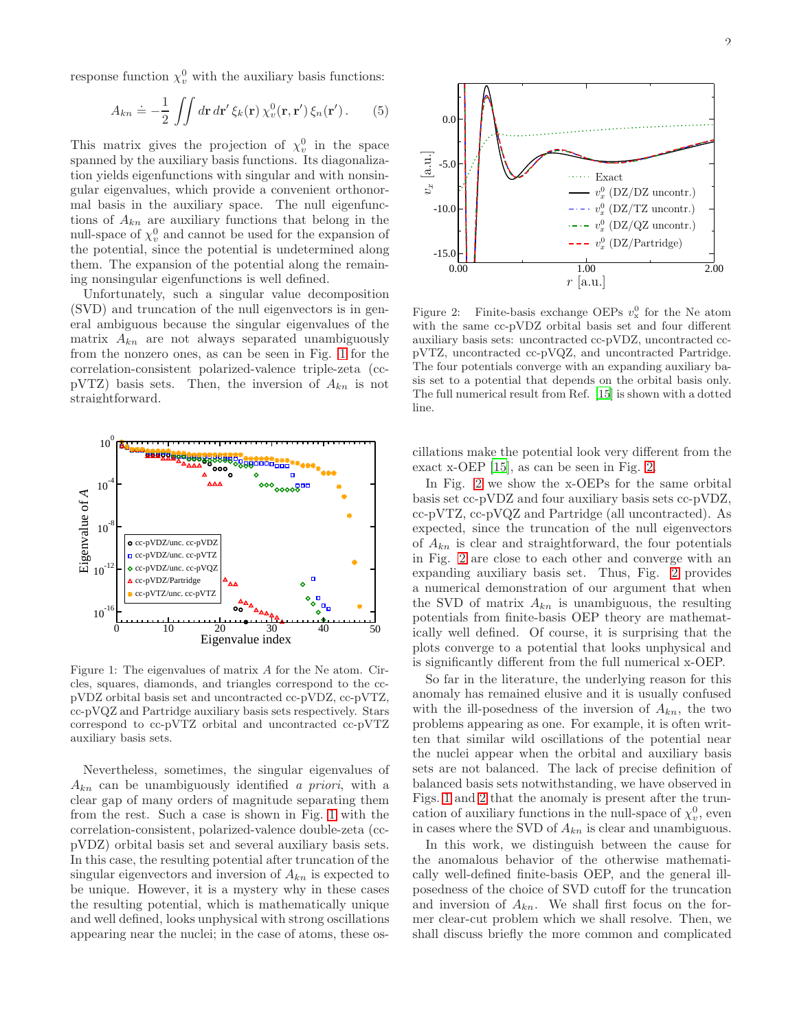response function $\chi_v^0$ with the auxiliary basis functions:

$$A_{kn} \doteq -\frac{1}{2} \iint d\mathbf{r}\, d\mathbf{r}'\, \xi_k(\mathbf{r})\, \chi_v^0(\mathbf{r}, \mathbf{r}')\, \xi_n(\mathbf{r}')\,. \qquad (5)$$

This matrix gives the projection of $\chi_v^0$ in the space spanned by the auxiliary basis functions. Its diagonalization yields eigenfunctions with singular and with nonsingular eigenvalues, which provide a convenient orthonormal basis in the auxiliary space. The null eigenfunctions of $A_{kn}$ are auxiliary functions that belong in the null-space of $\chi_v^0$ and cannot be used for the expansion of the potential, since the potential is undetermined along them. The expansion of the potential along the remaining nonsingular eigenfunctions is well defined.

Unfortunately, such a singular value decomposition (SVD) and truncation of the null eigenvectors is in general ambiguous because the singular eigenvalues of the matrix $A_{kn}$ are not always separated unambiguously from the nonzero ones, as can be seen in Fig. 1 for the correlation-consistent polarized-valence triple-zeta (cc-pVTZ) basis sets. Then, the inversion of $A_{kn}$ is not straightforward.

Figure 1: The eigenvalues of matrix $A$ for the Ne atom. Circles, squares, diamonds, and triangles correspond to the cc-pVDZ orbital basis set and uncontracted cc-pVDZ, cc-pVTZ, cc-pVQZ and Partridge auxiliary basis sets respectively. Stars correspond to cc-pVTZ orbital and uncontracted cc-pVTZ auxiliary basis sets.

Nevertheless, sometimes, the singular eigenvalues of $A_{kn}$ can be unambiguously identified *a priori*, with a clear gap of many orders of magnitude separating them from the rest. Such a case is shown in Fig. 1 with the correlation-consistent, polarized-valence double-zeta (cc-pVDZ) orbital basis set and several auxiliary basis sets. In this case, the resulting potential after truncation of the singular eigenvectors and inversion of $A_{kn}$ is expected to be unique. However, it is a mystery why in these cases the resulting potential, which is mathematically unique and well defined, looks unphysical with strong oscillations appearing near the nuclei; in the case of atoms, these oscillations make the potential look very different from the exact x-OEP [15], as can be seen in Fig. 2.

Figure 2: Finite-basis exchange OEPs $v_x^0$ for the Ne atom with the same cc-pVDZ orbital basis set and four different auxiliary basis sets: uncontracted cc-pVDZ, uncontracted cc-pVTZ, uncontracted cc-pVQZ, and uncontracted Partridge. The four potentials converge with an expanding auxiliary basis set to a potential that depends on the orbital basis only. The full numerical result from Ref. [15] is shown with a dotted line.

In Fig. 2 we show the x-OEPs for the same orbital basis set cc-pVDZ and four auxiliary basis sets cc-pVDZ, cc-pVTZ, cc-pVQZ and Partridge (all uncontracted). As expected, since the truncation of the null eigenvectors of $A_{kn}$ is clear and straightforward, the four potentials in Fig. 2 are close to each other and converge with an expanding auxiliary basis set. Thus, Fig. 2 provides a numerical demonstration of our argument that when the SVD of matrix $A_{kn}$ is unambiguous, the resulting potentials from finite-basis OEP theory are mathematically well defined. Of course, it is surprising that the plots converge to a potential that looks unphysical and is significantly different from the full numerical x-OEP.

So far in the literature, the underlying reason for this anomaly has remained elusive and it is usually confused with the ill-posedness of the inversion of $A_{kn}$, the two problems appearing as one. For example, it is often written that similar wild oscillations of the potential near the nuclei appear when the orbital and auxiliary basis sets are not balanced. The lack of precise definition of balanced basis sets notwithstanding, we have observed in Figs. 1 and 2 that the anomaly is present after the truncation of auxiliary functions in the null-space of $\chi_v^0$, even in cases where the SVD of $A_{kn}$ is clear and unambiguous.

In this work, we distinguish between the cause for the anomalous behavior of the otherwise mathematically well-defined finite-basis OEP, and the general ill-posedness of the choice of SVD cutoff for the truncation and inversion of $A_{kn}$. We shall first focus on the former clear-cut problem which we shall resolve. Then, we shall discuss briefly the more common and complicated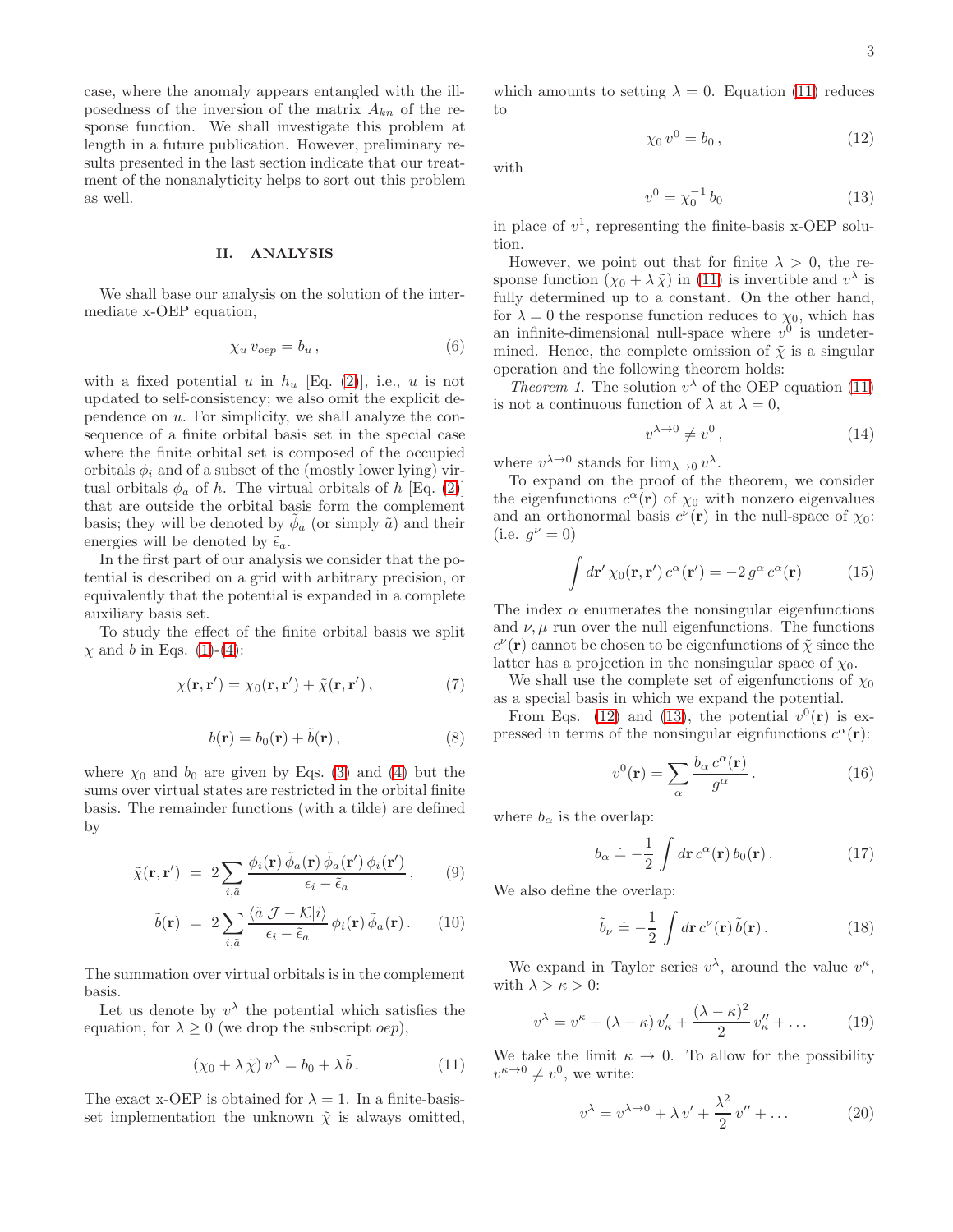case, where the anomaly appears entangled with the ill-posedness of the inversion of the matrix $A_{kn}$ of the response function. We shall investigate this problem at length in a future publication. However, preliminary results presented in the last section indicate that our treatment of the nonanalyticity helps to sort out this problem as well.

## II. ANALYSIS

We shall base our analysis on the solution of the intermediate x-OEP equation,

$$\chi_u \, v_{oep} = b_u \,, \tag{6}$$

with a fixed potential $u$ in $h_u$ [Eq. (2)], i.e., $u$ is not updated to self-consistency; we also omit the explicit dependence on $u$. For simplicity, we shall analyze the consequence of a finite orbital basis set in the special case where the finite orbital set is composed of the occupied orbitals $\phi_i$ and of a subset of the (mostly lower lying) virtual orbitals $\phi_a$ of $h$. The virtual orbitals of $h$ [Eq. (2)] that are outside the orbital basis form the complement basis; they will be denoted by $\tilde{\phi}_a$ (or simply $\tilde{a}$) and their energies will be denoted by $\tilde{\epsilon}_a$.

In the first part of our analysis we consider that the potential is described on a grid with arbitrary precision, or equivalently that the potential is expanded in a complete auxiliary basis set.

To study the effect of the finite orbital basis we split $\chi$ and $b$ in Eqs. (1)-(4):

$$\chi(\mathbf{r},\mathbf{r}') = \chi_0(\mathbf{r},\mathbf{r}') + \tilde{\chi}(\mathbf{r},\mathbf{r}') \,, \tag{7}$$

$$b(\mathbf{r}) = b_0(\mathbf{r}) + \tilde{b}(\mathbf{r}) \,, \tag{8}$$

where $\chi_0$ and $b_0$ are given by Eqs. (3) and (4) but the sums over virtual states are restricted in the orbital finite basis. The remainder functions (with a tilde) are defined by

$$\tilde{\chi}(\mathbf{r},\mathbf{r}') \;=\; 2\sum_{i,\tilde{a}} \frac{\phi_i(\mathbf{r})\,\tilde{\phi}_a(\mathbf{r})\,\tilde{\phi}_a(\mathbf{r}')\,\phi_i(\mathbf{r}')}{\epsilon_i - \tilde{\epsilon}_a} \,, \tag{9}$$

$$\tilde{b}(\mathbf{r}) \;=\; 2\sum_{i,\tilde{a}} \frac{\langle \tilde{a}|\mathcal{J}-\mathcal{K}|i\rangle}{\epsilon_i - \tilde{\epsilon}_a}\,\phi_i(\mathbf{r})\,\tilde{\phi}_a(\mathbf{r}) \,. \tag{10}$$

The summation over virtual orbitals is in the complement basis.

Let us denote by $v^\lambda$ the potential which satisfies the equation, for $\lambda \geq 0$ (we drop the subscript *oep*),

$$(\chi_0 + \lambda\,\tilde{\chi})\,v^\lambda = b_0 + \lambda\,\tilde{b} \,. \tag{11}$$

The exact x-OEP is obtained for $\lambda = 1$. In a finite-basis-set implementation the unknown $\tilde{\chi}$ is always omitted, which amounts to setting $\lambda = 0$. Equation (11) reduces to

$$\chi_0\, v^0 = b_0 \,, \tag{12}$$

with

$$v^0 = \chi_0^{-1}\, b_0 \tag{13}$$

in place of $v^1$, representing the finite-basis x-OEP solution.

However, we point out that for finite $\lambda > 0$, the response function $(\chi_0 + \lambda\,\tilde{\chi})$ in (11) is invertible and $v^\lambda$ is fully determined up to a constant. On the other hand, for $\lambda = 0$ the response function reduces to $\chi_0$, which has an infinite-dimensional null-space where $v^0$ is undetermined. Hence, the complete omission of $\tilde{\chi}$ is a singular operation and the following theorem holds:

*Theorem 1.* The solution $v^\lambda$ of the OEP equation (11) is not a continuous function of $\lambda$ at $\lambda = 0$,

$$v^{\lambda\to 0} \neq v^0 \,, \tag{14}$$

where $v^{\lambda\to 0}$ stands for $\lim_{\lambda\to 0} v^\lambda$.

To expand on the proof of the theorem, we consider the eigenfunctions $c^\alpha(\mathbf{r})$ of $\chi_0$ with nonzero eigenvalues and an orthonormal basis $c^\nu(\mathbf{r})$ in the null-space of $\chi_0$: (i.e. $g^\nu = 0$)

$$\int d\mathbf{r}'\,\chi_0(\mathbf{r},\mathbf{r}')\,c^\alpha(\mathbf{r}') = -2\,g^\alpha\,c^\alpha(\mathbf{r}) \tag{15}$$

The index $\alpha$ enumerates the nonsingular eigenfunctions and $\nu, \mu$ run over the null eigenfunctions. The functions $c^\nu(\mathbf{r})$ cannot be chosen to be eigenfunctions of $\tilde{\chi}$ since the latter has a projection in the nonsingular space of $\chi_0$.

We shall use the complete set of eigenfunctions of $\chi_0$ as a special basis in which we expand the potential.

From Eqs. (12) and (13), the potential $v^0(\mathbf{r})$ is expressed in terms of the nonsingular eignfunctions $c^\alpha(\mathbf{r})$:

$$v^0(\mathbf{r}) = \sum_\alpha \frac{b_\alpha\,c^\alpha(\mathbf{r})}{g^\alpha} \,. \tag{16}$$

where $b_\alpha$ is the overlap:

$$b_\alpha \doteq -\frac{1}{2}\int d\mathbf{r}\,c^\alpha(\mathbf{r})\,b_0(\mathbf{r}) \,. \tag{17}$$

We also define the overlap:

$$\tilde{b}_\nu \doteq -\frac{1}{2}\int d\mathbf{r}\,c^\nu(\mathbf{r})\,\tilde{b}(\mathbf{r}) \,. \tag{18}$$

We expand in Taylor series $v^\lambda$, around the value $v^\kappa$, with $\lambda > \kappa > 0$:

$$v^\lambda = v^\kappa + (\lambda - \kappa)\,v'_\kappa + \frac{(\lambda-\kappa)^2}{2}\,v''_\kappa + \ldots \tag{19}$$

We take the limit $\kappa \to 0$. To allow for the possibility $v^{\kappa\to 0} \neq v^0$, we write:

$$v^\lambda = v^{\lambda\to 0} + \lambda\,v' + \frac{\lambda^2}{2}\,v'' + \ldots \tag{20}$$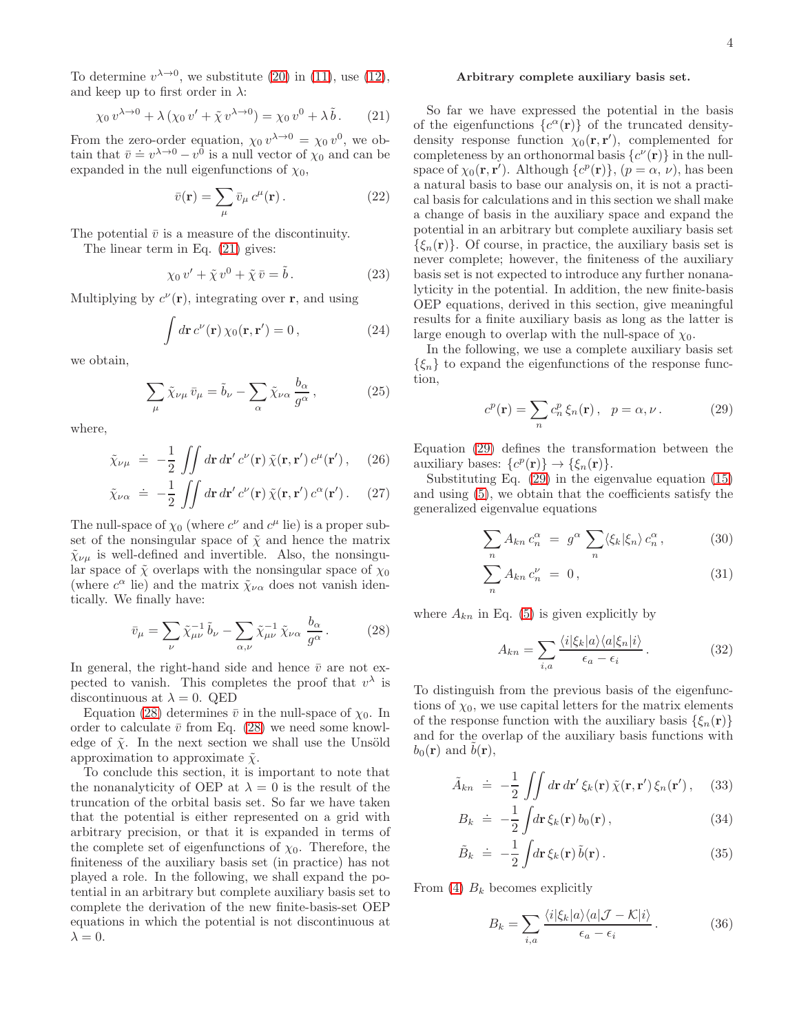To determine $v^{\lambda\to 0}$, we substitute (20) in (11), use (12), and keep up to first order in $\lambda$:

$$\chi_0\, v^{\lambda\to 0} + \lambda \left(\chi_0\, v' + \tilde{\chi}\, v^{\lambda\to 0}\right) = \chi_0\, v^0 + \lambda\, \tilde{b}\,. \tag{21}$$

From the zero-order equation, $\chi_0\, v^{\lambda\to 0} = \chi_0\, v^0$, we obtain that $\bar{v} \doteq v^{\lambda\to 0} - v^0$ is a null vector of $\chi_0$ and can be expanded in the null eigenfunctions of $\chi_0$,

$$\bar{v}(\mathbf{r}) = \sum_\mu \bar{v}_\mu\, c^\mu(\mathbf{r})\,. \tag{22}$$

The potential $\bar{v}$ is a measure of the discontinuity.

The linear term in Eq. (21) gives:

$$\chi_0\, v' + \tilde{\chi}\, v^0 + \tilde{\chi}\, \bar{v} = \tilde{b}\,. \tag{23}$$

Multiplying by $c^\nu(\mathbf{r})$, integrating over $\mathbf{r}$, and using

$$\int d\mathbf{r}\, c^\nu(\mathbf{r})\, \chi_0(\mathbf{r},\mathbf{r}') = 0\,, \tag{24}$$

we obtain,

$$\sum_\mu \tilde{\chi}_{\nu\mu}\, \bar{v}_\mu = \tilde{b}_\nu - \sum_\alpha \tilde{\chi}_{\nu\alpha}\, \frac{b_\alpha}{g^\alpha}\,, \tag{25}$$

where,

$$\tilde{\chi}_{\nu\mu} \doteq -\frac{1}{2} \iint d\mathbf{r}\, d\mathbf{r}'\, c^\nu(\mathbf{r})\, \tilde{\chi}(\mathbf{r},\mathbf{r}')\, c^\mu(\mathbf{r}')\,, \tag{26}$$

$$\tilde{\chi}_{\nu\alpha} \doteq -\frac{1}{2} \iint d\mathbf{r}\, d\mathbf{r}'\, c^\nu(\mathbf{r})\, \tilde{\chi}(\mathbf{r},\mathbf{r}')\, c^\alpha(\mathbf{r}')\,. \tag{27}$$

The null-space of $\chi_0$ (where $c^\nu$ and $c^\mu$ lie) is a proper subset of the nonsingular space of $\tilde{\chi}$ and hence the matrix $\tilde{\chi}_{\nu\mu}$ is well-defined and invertible. Also, the nonsingular space of $\tilde{\chi}$ overlaps with the nonsingular space of $\chi_0$ (where $c^\alpha$ lie) and the matrix $\tilde{\chi}_{\nu\alpha}$ does not vanish identically. We finally have:

$$\bar{v}_\mu = \sum_\nu \tilde{\chi}^{-1}_{\mu\nu}\, \tilde{b}_\nu - \sum_{\alpha,\nu} \tilde{\chi}^{-1}_{\mu\nu}\, \tilde{\chi}_{\nu\alpha}\, \frac{b_\alpha}{g^\alpha}\,. \tag{28}$$

In general, the right-hand side and hence $\bar{v}$ are not expected to vanish. This completes the proof that $v^\lambda$ is discontinuous at $\lambda = 0$. QED

Equation (28) determines $\bar{v}$ in the null-space of $\chi_0$. In order to calculate $\bar{v}$ from Eq. (28) we need some knowledge of $\tilde{\chi}$. In the next section we shall use the Unsöld approximation to approximate $\tilde{\chi}$.

To conclude this section, it is important to note that the nonanalyticity of OEP at $\lambda = 0$ is the result of the truncation of the orbital basis set. So far we have taken that the potential is either represented on a grid with arbitrary precision, or that it is expanded in terms of the complete set of eigenfunctions of $\chi_0$. Therefore, the finiteness of the auxiliary basis set (in practice) has not played a role. In the following, we shall expand the potential in an arbitrary but complete auxiliary basis set to complete the derivation of the new finite-basis-set OEP equations in which the potential is not discontinuous at $\lambda = 0$.

### Arbitrary complete auxiliary basis set.

So far we have expressed the potential in the basis of the eigenfunctions $\{c^\alpha(\mathbf{r})\}$ of the truncated density-density response function $\chi_0(\mathbf{r},\mathbf{r}')$, complemented for completeness by an orthonormal basis $\{c^\nu(\mathbf{r})\}$ in the null-space of $\chi_0(\mathbf{r},\mathbf{r}')$. Although $\{c^p(\mathbf{r})\}$, $(p = \alpha,\, \nu)$, has been a natural basis to base our analysis on, it is not a practical basis for calculations and in this section we shall make a change of basis in the auxiliary space and expand the potential in an arbitrary but complete auxiliary basis set $\{\xi_n(\mathbf{r})\}$. Of course, in practice, the auxiliary basis set is never complete; however, the finiteness of the auxiliary basis set is not expected to introduce any further nonanalyticity in the potential. In addition, the new finite-basis OEP equations, derived in this section, give meaningful results for a finite auxiliary basis as long as the latter is large enough to overlap with the null-space of $\chi_0$.

In the following, we use a complete auxiliary basis set $\{\xi_n\}$ to expand the eigenfunctions of the response function,

$$c^p(\mathbf{r}) = \sum_n c^p_n\, \xi_n(\mathbf{r})\,, \quad p = \alpha, \nu\,. \tag{29}$$

Equation (29) defines the transformation between the auxiliary bases: $\{c^p(\mathbf{r})\} \to \{\xi_n(\mathbf{r})\}$.

Substituting Eq. (29) in the eigenvalue equation (15) and using (5), we obtain that the coefficients satisfy the generalized eigenvalue equations

$$\sum_n A_{kn}\, c^\alpha_n = g^\alpha \sum_n \langle \xi_k | \xi_n \rangle\, c^\alpha_n\,, \tag{30}$$

$$\sum_n A_{kn}\, c^\nu_n = 0\,, \tag{31}$$

where $A_{kn}$ in Eq. (5) is given explicitly by

$$A_{kn} = \sum_{i,a} \frac{\langle i|\xi_k|a\rangle \langle a|\xi_n|i\rangle}{\epsilon_a - \epsilon_i}\,. \tag{32}$$

To distinguish from the previous basis of the eigenfunctions of $\chi_0$, we use capital letters for the matrix elements of the response function with the auxiliary basis $\{\xi_n(\mathbf{r})\}$ and for the overlap of the auxiliary basis functions with $b_0(\mathbf{r})$ and $\tilde{b}(\mathbf{r})$,

$$\tilde{A}_{kn} \doteq -\frac{1}{2} \iint d\mathbf{r}\, d\mathbf{r}'\, \xi_k(\mathbf{r})\, \tilde{\chi}(\mathbf{r},\mathbf{r}')\, \xi_n(\mathbf{r}')\,, \tag{33}$$

$$B_k \doteq -\frac{1}{2} \int d\mathbf{r}\, \xi_k(\mathbf{r})\, b_0(\mathbf{r})\,, \tag{34}$$

$$\tilde{B}_k \doteq -\frac{1}{2} \int d\mathbf{r}\, \xi_k(\mathbf{r})\, \tilde{b}(\mathbf{r})\,. \tag{35}$$

From (4) $B_k$ becomes explicitly

$$B_k = \sum_{i,a} \frac{\langle i|\xi_k|a\rangle \langle a|\mathcal{J} - \mathcal{K}|i\rangle}{\epsilon_a - \epsilon_i}\,. \tag{36}$$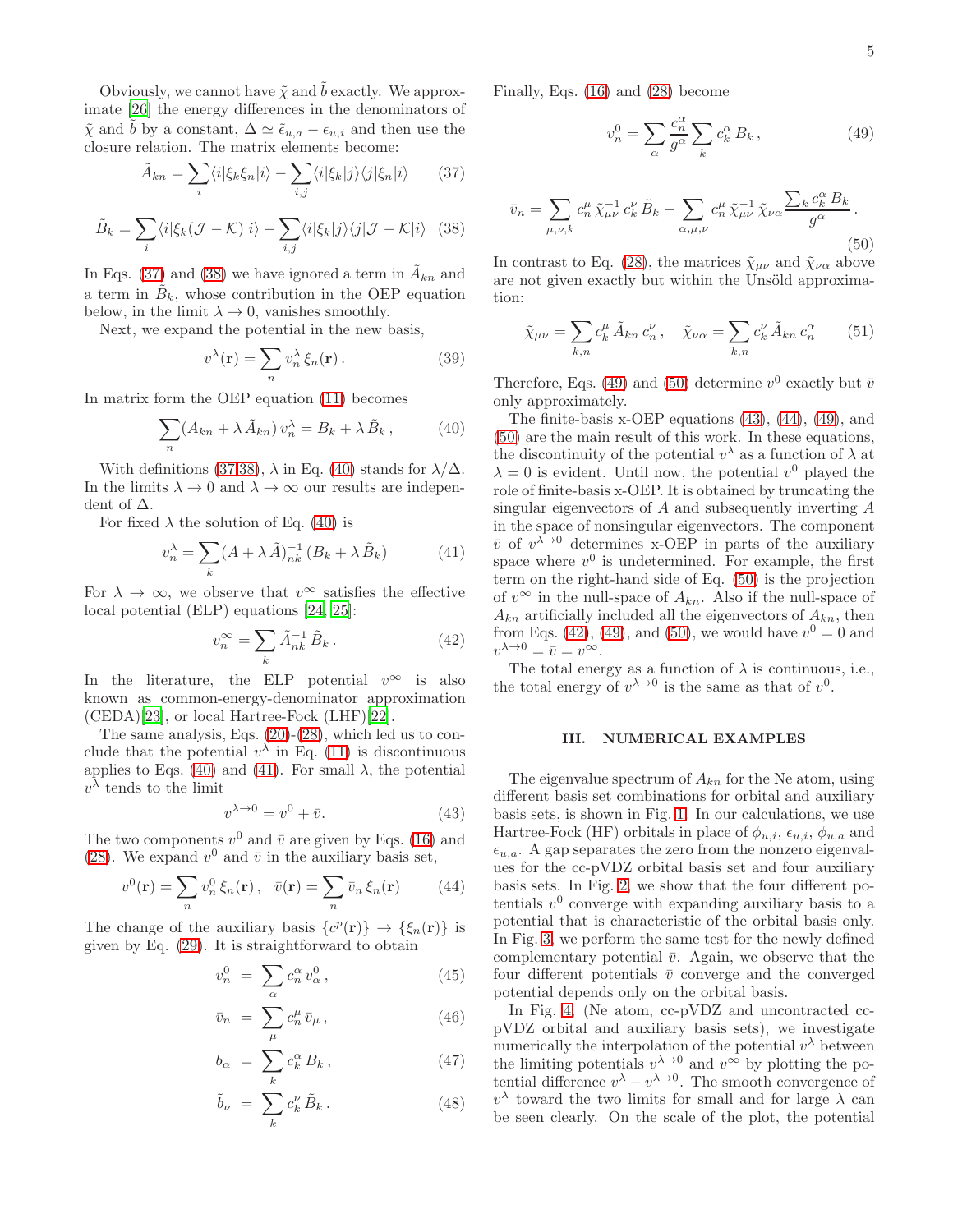Obviously, we cannot have $\tilde{\chi}$ and $\tilde{b}$ exactly. We approximate [26] the energy differences in the denominators of $\tilde{\chi}$ and $\tilde{b}$ by a constant, $\Delta \simeq \tilde{\epsilon}_{u,a} - \epsilon_{u,i}$ and then use the closure relation. The matrix elements become:

$$\tilde{A}_{kn} = \sum_i \langle i|\xi_k \xi_n|i\rangle - \sum_{i,j} \langle i|\xi_k|j\rangle\langle j|\xi_n|i\rangle \quad (37)$$

$$\tilde{B}_k = \sum_i \langle i|\xi_k (\mathcal{J} - \mathcal{K})|i\rangle - \sum_{i,j} \langle i|\xi_k|j\rangle\langle j|\mathcal{J} - \mathcal{K}|i\rangle \quad (38)$$

In Eqs. (37) and (38) we have ignored a term in $\tilde{A}_{kn}$ and a term in $\tilde{B}_k$, whose contribution in the OEP equation below, in the limit $\lambda \to 0$, vanishes smoothly.

Next, we expand the potential in the new basis,

$$v^\lambda(\mathbf{r}) = \sum_n v_n^\lambda \, \xi_n(\mathbf{r}) \, . \quad (39)$$

In matrix form the OEP equation (11) becomes

$$\sum_n (A_{kn} + \lambda \, \tilde{A}_{kn}) \, v_n^\lambda = B_k + \lambda \, \tilde{B}_k \, , \quad (40)$$

With definitions (37,38), $\lambda$ in Eq. (40) stands for $\lambda/\Delta$. In the limits $\lambda \to 0$ and $\lambda \to \infty$ our results are independent of $\Delta$.

For fixed $\lambda$ the solution of Eq. (40) is

$$v_n^\lambda = \sum_k (A + \lambda \, \tilde{A})^{-1}_{nk} \, (B_k + \lambda \, \tilde{B}_k) \quad (41)$$

For $\lambda \to \infty$, we observe that $v^\infty$ satisfies the effective local potential (ELP) equations [24, 25]:

$$v_n^\infty = \sum_k \tilde{A}^{-1}_{nk} \, \tilde{B}_k \, . \quad (42)$$

In the literature, the ELP potential $v^\infty$ is also known as common-energy-denominator approximation (CEDA)[23], or local Hartree-Fock (LHF)[22].

The same analysis, Eqs. (20)-(28), which led us to conclude that the potential $v^\lambda$ in Eq. (11) is discontinuous applies to Eqs. (40) and (41). For small $\lambda$, the potential $v^\lambda$ tends to the limit

$$v^{\lambda\to 0} = v^0 + \bar{v}. \quad (43)$$

The two components $v^0$ and $\bar{v}$ are given by Eqs. (16) and (28). We expand $v^0$ and $\bar{v}$ in the auxiliary basis set,

$$v^0(\mathbf{r}) = \sum_n v_n^0 \, \xi_n(\mathbf{r}) \, , \quad \bar{v}(\mathbf{r}) = \sum_n \bar{v}_n \, \xi_n(\mathbf{r}) \quad (44)$$

The change of the auxiliary basis $\{c^p(\mathbf{r})\} \to \{\xi_n(\mathbf{r})\}$ is given by Eq. (29). It is straightforward to obtain

$$v_n^0 = \sum_\alpha c_n^\alpha \, v_\alpha^0 \, , \quad (45)$$

$$\bar{v}_n = \sum_\mu c_n^\mu \, \bar{v}_\mu \, , \quad (46)$$

$$b_\alpha = \sum_k c_k^\alpha \, B_k \, , \quad (47)$$

$$\tilde{b}_\nu = \sum_k c_k^\nu \, \tilde{B}_k \, . \quad (48)$$

Finally, Eqs. (16) and (28) become

$$v_n^0 = \sum_\alpha \frac{c_n^\alpha}{g^\alpha} \sum_k c_k^\alpha \, B_k \, , \quad (49)$$

$$\bar{v}_n = \sum_{\mu,\nu,k} c_n^\mu \, \tilde{\chi}^{-1}_{\mu\nu} \, c_k^\nu \, \tilde{B}_k - \sum_{\alpha,\mu,\nu} c_n^\mu \, \tilde{\chi}^{-1}_{\mu\nu} \, \tilde{\chi}_{\nu\alpha} \frac{\sum_k c_k^\alpha \, B_k}{g^\alpha} \, . \quad (50)$$

In contrast to Eq. (28), the matrices $\tilde{\chi}_{\mu\nu}$ and $\tilde{\chi}_{\nu\alpha}$ above are not given exactly but within the Unsöld approximation:

$$\tilde{\chi}_{\mu\nu} = \sum_{k,n} c_k^\mu \, \tilde{A}_{kn} \, c_n^\nu \, , \quad \tilde{\chi}_{\nu\alpha} = \sum_{k,n} c_k^\nu \, \tilde{A}_{kn} \, c_n^\alpha \quad (51)$$

Therefore, Eqs. (49) and (50) determine $v^0$ exactly but $\bar{v}$ only approximately.

The finite-basis x-OEP equations (43), (44), (49), and (50) are the main result of this work. In these equations, the discontinuity of the potential $v^\lambda$ as a function of $\lambda$ at $\lambda = 0$ is evident. Until now, the potential $v^0$ played the role of finite-basis x-OEP. It is obtained by truncating the singular eigenvectors of $A$ and subsequently inverting $A$ in the space of nonsingular eigenvectors. The component $\bar{v}$ of $v^{\lambda\to 0}$ determines x-OEP in parts of the auxiliary space where $v^0$ is undetermined. For example, the first term on the right-hand side of Eq. (50) is the projection of $v^\infty$ in the null-space of $A_{kn}$. Also if the null-space of $A_{kn}$ artificially included all the eigenvectors of $A_{kn}$, then from Eqs. (42), (49), and (50), we would have $v^0 = 0$ and $v^{\lambda\to 0} = \bar{v} = v^\infty$.

The total energy as a function of $\lambda$ is continuous, i.e., the total energy of $v^{\lambda\to 0}$ is the same as that of $v^0$.

## III. NUMERICAL EXAMPLES

The eigenvalue spectrum of $A_{kn}$ for the Ne atom, using different basis set combinations for orbital and auxiliary basis sets, is shown in Fig. 1. In our calculations, we use Hartree-Fock (HF) orbitals in place of $\phi_{u,i}$, $\epsilon_{u,i}$, $\phi_{u,a}$ and $\epsilon_{u,a}$. A gap separates the zero from the nonzero eigenvalues for the cc-pVDZ orbital basis set and four auxiliary basis sets. In Fig. 2, we show that the four different potentials $v^0$ converge with expanding auxiliary basis to a potential that is characteristic of the orbital basis only. In Fig. 3, we perform the same test for the newly defined complementary potential $\bar{v}$. Again, we observe that the four different potentials $\bar{v}$ converge and the converged potential depends only on the orbital basis.

In Fig. 4, (Ne atom, cc-pVDZ and uncontracted cc-pVDZ orbital and auxiliary basis sets), we investigate numerically the interpolation of the potential $v^\lambda$ between the limiting potentials $v^{\lambda\to 0}$ and $v^\infty$ by plotting the potential difference $v^\lambda - v^{\lambda\to 0}$. The smooth convergence of $v^\lambda$ toward the two limits for small and for large $\lambda$ can be seen clearly. On the scale of the plot, the potential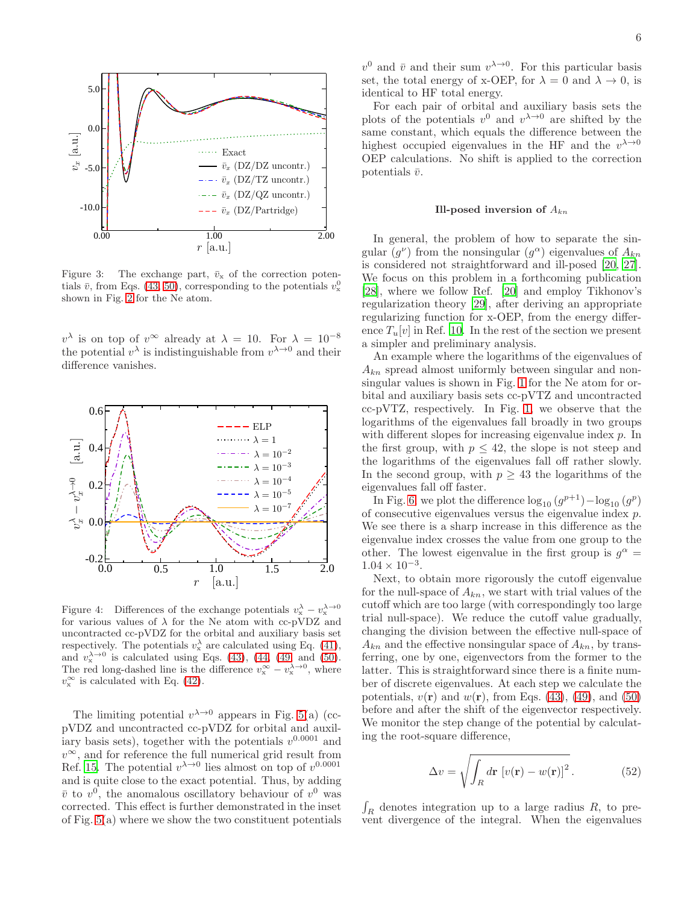Figure 3: The exchange part, $\bar{v}_\mathrm{x}$ of the correction potentials $\bar{v}$, from Eqs. (43–50), corresponding to the potentials $v^0_\mathrm{x}$ shown in Fig. 2 for the Ne atom.

$v^\lambda$ is on top of $v^\infty$ already at $\lambda = 10$. For $\lambda = 10^{-8}$ the potential $v^\lambda$ is indistinguishable from $v^{\lambda\to 0}$ and their difference vanishes.

Figure 4: Differences of the exchange potentials $v^\lambda_\mathrm{x} - v^{\lambda\to 0}_\mathrm{x}$ for various values of $\lambda$ for the Ne atom with cc-pVDZ and uncontracted cc-pVDZ for the orbital and auxiliary basis set respectively. The potentials $v^\lambda_\mathrm{x}$ are calculated using Eq. (41), and $v^{\lambda\to 0}_\mathrm{x}$ is calculated using Eqs. (43), (44) (49) and (50). The red long-dashed line is the difference $v^\infty_\mathrm{x} - v^{\lambda\to 0}_\mathrm{x}$, where $v^\infty_\mathrm{x}$ is calculated with Eq. (42).

The limiting potential $v^{\lambda\to 0}$ appears in Fig. 5(a) (cc-pVDZ and uncontracted cc-pVDZ for orbital and auxiliary basis sets), together with the potentials $v^{0.0001}$ and $v^\infty$, and for reference the full numerical grid result from Ref. 15. The potential $v^{\lambda\to 0}$ lies almost on top of $v^{0.0001}$ and is quite close to the exact potential. Thus, by adding $\bar{v}$ to $v^0$, the anomalous oscillatory behaviour of $v^0$ was corrected. This effect is further demonstrated in the inset of Fig. 5(a) where we show the two constituent potentials $v^0$ and $\bar{v}$ and their sum $v^{\lambda\to 0}$. For this particular basis set, the total energy of x-OEP, for $\lambda = 0$ and $\lambda \to 0$, is identical to HF total energy.

For each pair of orbital and auxiliary basis sets the plots of the potentials $v^0$ and $v^{\lambda\to 0}$ are shifted by the same constant, which equals the difference between the highest occupied eigenvalues in the HF and the $v^{\lambda\to 0}$ OEP calculations. No shift is applied to the correction potentials $\bar{v}$.

## Ill-posed inversion of $A_{kn}$

In general, the problem of how to separate the singular ($g^\nu$) from the nonsingular ($g^\alpha$) eigenvalues of $A_{kn}$ is considered not straightforward and ill-posed [20, 27]. We focus on this problem in a forthcoming publication [28], where we follow Ref. [20] and employ Tikhonov's regularization theory [29], after deriving an appropriate regularizing function for x-OEP, from the energy difference $T_u[v]$ in Ref. 10. In the rest of the section we present a simpler and preliminary analysis.

An example where the logarithms of the eigenvalues of $A_{kn}$ spread almost uniformly between singular and nonsingular values is shown in Fig. 1 for the Ne atom for orbital and auxiliary basis sets cc-pVTZ and uncontracted cc-pVTZ, respectively. In Fig. 1, we observe that the logarithms of the eigenvalues fall broadly in two groups with different slopes for increasing eigenvalue index $p$. In the first group, with $p \le 42$, the slope is not steep and the logarithms of the eigenvalues fall off rather slowly. In the second group, with $p \ge 43$ the logarithms of the eigenvalues fall off faster.

In Fig. 6, we plot the difference $\log_{10}(g^{p+1}) - \log_{10}(g^p)$ of consecutive eigenvalues versus the eigenvalue index $p$. We see there is a sharp increase in this difference as the eigenvalue index crosses the value from one group to the other. The lowest eigenvalue in the first group is $g^\alpha = 1.04 \times 10^{-3}$.

Next, to obtain more rigorously the cutoff eigenvalue for the null-space of $A_{kn}$, we start with trial values of the cutoff which are too large (with correspondingly too large trial null-space). We reduce the cutoff value gradually, changing the division between the effective null-space of $A_{kn}$ and the effective nonsingular space of $A_{kn}$, by transferring, one by one, eigenvectors from the former to the latter. This is straightforward since there is a finite number of discrete eigenvalues. At each step we calculate the potentials, $v(\mathbf{r})$ and $w(\mathbf{r})$, from Eqs. (43), (49), and (50) before and after the shift of the eigenvector respectively. We monitor the step change of the potential by calculating the root-square difference,

$$\Delta v = \sqrt{\int_R d\mathbf{r}\, \left[v(\mathbf{r}) - w(\mathbf{r})\right]^2}\,. \tag{52}$$

$\int_R$ denotes integration up to a large radius $R$, to prevent divergence of the integral. When the eigenvalues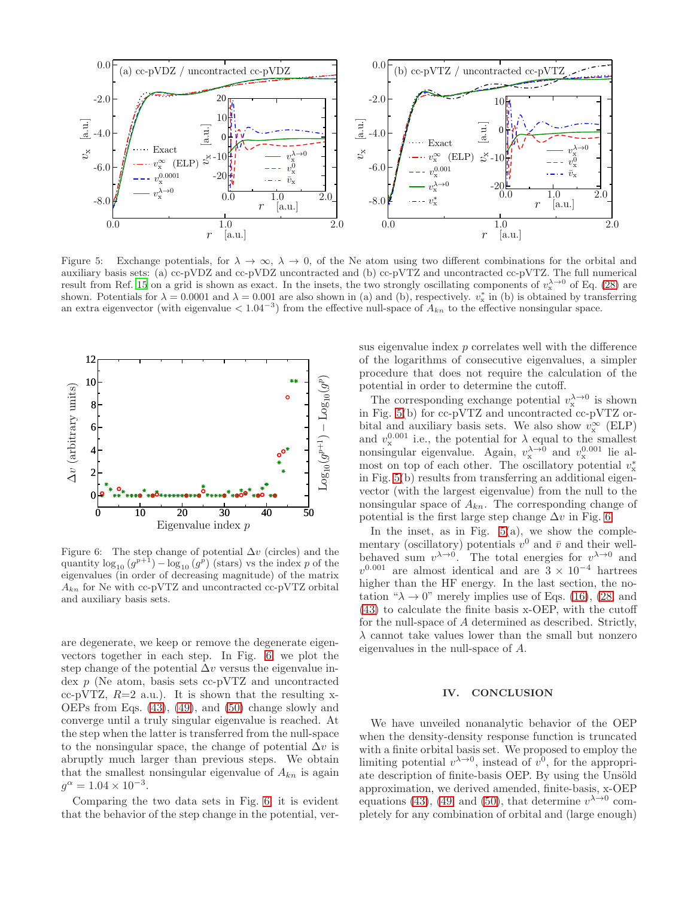Figure 5: Exchange potentials, for $\lambda \to \infty$, $\lambda \to 0$, of the Ne atom using two different combinations for the orbital and auxiliary basis sets: (a) cc-pVDZ and cc-pVDZ uncontracted and (b) cc-pVTZ and uncontracted cc-pVTZ. The full numerical result from Ref. 15 on a grid is shown as exact. In the insets, the two strongly oscillating components of $v_x^{\lambda\to 0}$ of Eq. (28) are shown. Potentials for $\lambda = 0.0001$ and $\lambda = 0.001$ are also shown in (a) and (b), respectively. $v_x^*$ in (b) is obtained by transferring an extra eigenvector (with eigenvalue $< 1.04^{-3}$) from the effective null-space of $A_{kn}$ to the effective nonsingular space.

Figure 6: The step change of potential $\Delta v$ (circles) and the quantity $\log_{10}(g^{p+1}) - \log_{10}(g^p)$ (stars) vs the index $p$ of the eigenvalues (in order of decreasing magnitude) of the matrix $A_{kn}$ for Ne with cc-pVTZ and uncontracted cc-pVTZ orbital and auxiliary basis sets.

are degenerate, we keep or remove the degenerate eigenvectors together in each step. In Fig. 6 we plot the step change of the potential $\Delta v$ versus the eigenvalue index $p$ (Ne atom, basis sets cc-pVTZ and uncontracted cc-pVTZ, $R$=2 a.u.). It is shown that the resulting x-OEPs from Eqs. (43), (49), and (50) change slowly and converge until a truly singular eigenvalue is reached. At the step when the latter is transferred from the null-space to the nonsingular space, the change of potential $\Delta v$ is abruptly much larger than previous steps. We obtain that the smallest nonsingular eigenvalue of $A_{kn}$ is again $g^\alpha = 1.04 \times 10^{-3}$.

Comparing the two data sets in Fig. 6, it is evident that the behavior of the step change in the potential, versus eigenvalue index $p$ correlates well with the difference of the logarithms of consecutive eigenvalues, a simpler procedure that does not require the calculation of the potential in order to determine the cutoff.

The corresponding exchange potential $v_x^{\lambda\to 0}$ is shown in Fig. 5(b) for cc-pVTZ and uncontracted cc-pVTZ orbital and auxiliary basis sets. We also show $v_x^\infty$ (ELP) and $v_x^{0.001}$ i.e., the potential for $\lambda$ equal to the smallest nonsingular eigenvalue. Again, $v_x^{\lambda\to 0}$ and $v_x^{0.001}$ lie almost on top of each other. The oscillatory potential $v_x^*$ in Fig. 5(b) results from transferring an additional eigenvector (with the largest eigenvalue) from the null to the nonsingular space of $A_{kn}$. The corresponding change of potential is the first large step change $\Delta v$ in Fig. 6.

In the inset, as in Fig. 5(a), we show the complementary (oscillatory) potentials $v^0$ and $\bar{v}$ and their well-behaved sum $v^{\lambda\to 0}$. The total energies for $v^{\lambda\to 0}$ and $v^{0.001}$ are almost identical and are $3 \times 10^{-4}$ hartrees higher than the HF energy. In the last section, the notation "$\lambda \to 0$" merely implies use of Eqs. (16), (28) and (43) to calculate the finite basis x-OEP, with the cutoff for the null-space of $A$ determined as described. Strictly, $\lambda$ cannot take values lower than the small but nonzero eigenvalues in the null-space of $A$.

## IV. CONCLUSION

We have unveiled nonanalytic behavior of the OEP when the density-density response function is truncated with a finite orbital basis set. We proposed to employ the limiting potential $v^{\lambda\to 0}$, instead of $v^0$, for the appropriate description of finite-basis OEP. By using the Unsöld approximation, we derived amended, finite-basis, x-OEP equations (43), (49) and (50), that determine $v^{\lambda\to 0}$ completely for any combination of orbital and (large enough)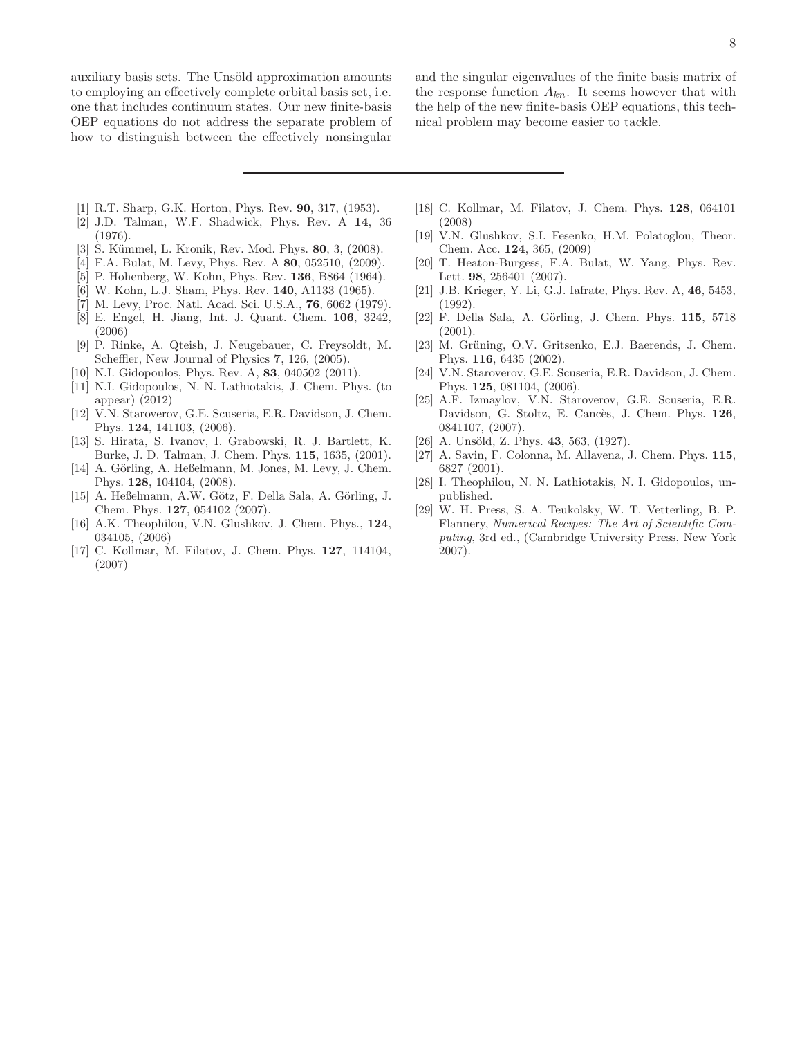auxiliary basis sets. The Unsöld approximation amounts to employing an effectively complete orbital basis set, i.e. one that includes continuum states. Our new finite-basis OEP equations do not address the separate problem of how to distinguish between the effectively nonsingular and the singular eigenvalues of the finite basis matrix of the response function $A_{kn}$. It seems however that with the help of the new finite-basis OEP equations, this technical problem may become easier to tackle.

---

[1] R.T. Sharp, G.K. Horton, Phys. Rev. **90**, 317, (1953).
[2] J.D. Talman, W.F. Shadwick, Phys. Rev. A **14**, 36 (1976).
[3] S. Kümmel, L. Kronik, Rev. Mod. Phys. **80**, 3, (2008).
[4] F.A. Bulat, M. Levy, Phys. Rev. A **80**, 052510, (2009).
[5] P. Hohenberg, W. Kohn, Phys. Rev. **136**, B864 (1964).
[6] W. Kohn, L.J. Sham, Phys. Rev. **140**, A1133 (1965).
[7] M. Levy, Proc. Natl. Acad. Sci. U.S.A., **76**, 6062 (1979).
[8] E. Engel, H. Jiang, Int. J. Quant. Chem. **106**, 3242, (2006)
[9] P. Rinke, A. Qteish, J. Neugebauer, C. Freysoldt, M. Scheffler, New Journal of Physics **7**, 126, (2005).
[10] N.I. Gidopoulos, Phys. Rev. A, **83**, 040502 (2011).
[11] N.I. Gidopoulos, N. N. Lathiotakis, J. Chem. Phys. (to appear) (2012)
[12] V.N. Staroverov, G.E. Scuseria, E.R. Davidson, J. Chem. Phys. **124**, 141103, (2006).
[13] S. Hirata, S. Ivanov, I. Grabowski, R. J. Bartlett, K. Burke, J. D. Talman, J. Chem. Phys. **115**, 1635, (2001).
[14] A. Görling, A. Heßelmann, M. Jones, M. Levy, J. Chem. Phys. **128**, 104104, (2008).
[15] A. Heßelmann, A.W. Götz, F. Della Sala, A. Görling, J. Chem. Phys. **127**, 054102 (2007).
[16] A.K. Theophilou, V.N. Glushkov, J. Chem. Phys., **124**, 034105, (2006)
[17] C. Kollmar, M. Filatov, J. Chem. Phys. **127**, 114104, (2007)
[18] C. Kollmar, M. Filatov, J. Chem. Phys. **128**, 064101 (2008)
[19] V.N. Glushkov, S.I. Fesenko, H.M. Polatoglou, Theor. Chem. Acc. **124**, 365, (2009)
[20] T. Heaton-Burgess, F.A. Bulat, W. Yang, Phys. Rev. Lett. **98**, 256401 (2007).
[21] J.B. Krieger, Y. Li, G.J. Iafrate, Phys. Rev. A, **46**, 5453, (1992).
[22] F. Della Sala, A. Görling, J. Chem. Phys. **115**, 5718 (2001).
[23] M. Grüning, O.V. Gritsenko, E.J. Baerends, J. Chem. Phys. **116**, 6435 (2002).
[24] V.N. Staroverov, G.E. Scuseria, E.R. Davidson, J. Chem. Phys. **125**, 081104, (2006).
[25] A.F. Izmaylov, V.N. Staroverov, G.E. Scuseria, E.R. Davidson, G. Stoltz, E. Cancès, J. Chem. Phys. **126**, 0841107, (2007).
[26] A. Unsöld, Z. Phys. **43**, 563, (1927).
[27] A. Savin, F. Colonna, M. Allavena, J. Chem. Phys. **115**, 6827 (2001).
[28] I. Theophilou, N. N. Lathiotakis, N. I. Gidopoulos, unpublished.
[29] W. H. Press, S. A. Teukolsky, W. T. Vetterling, B. P. Flannery, *Numerical Recipes: The Art of Scientific Computing*, 3rd ed., (Cambridge University Press, New York 2007).